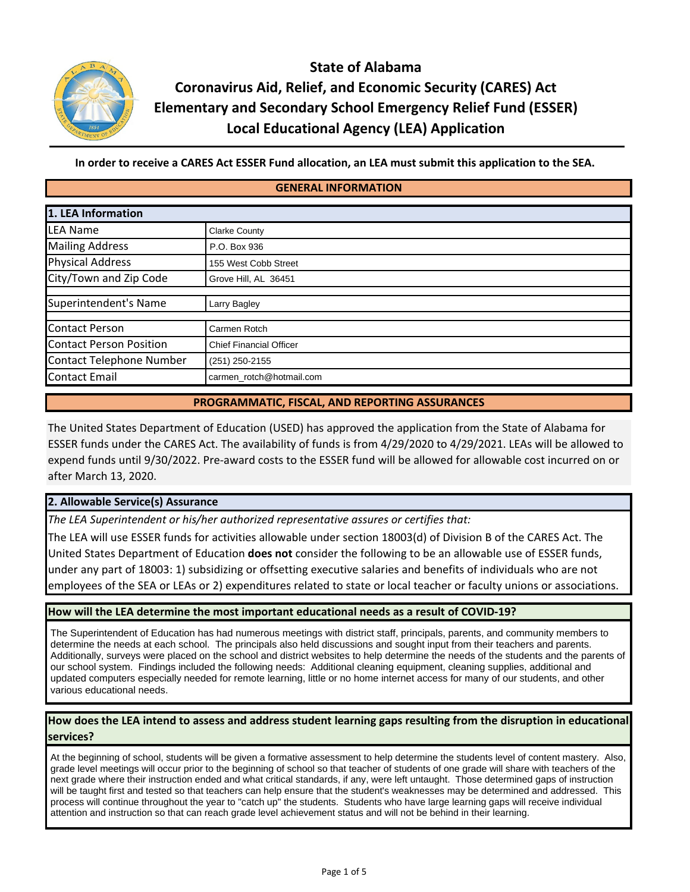# State of Alabama
# Coronavirus Aid, Relief, and Economic Security (CARES) Act
# Elementary and Secondary School Emergency Relief Fund (ESSER)
# Local Educational Agency (LEA) Application

**In order to receive a CARES Act ESSER Fund allocation, an LEA must submit this application to the SEA.**

## GENERAL INFORMATION

| 1. LEA Information | |
|---|---|
| LEA Name | Clarke County |
| Mailing Address | P.O. Box 936 |
| Physical Address | 155 West Cobb Street |
| City/Town and Zip Code | Grove Hill, AL 36451 |
| | |
| Superintendent's Name | Larry Bagley |
| | |
| Contact Person | Carmen Rotch |
| Contact Person Position | Chief Financial Officer |
| Contact Telephone Number | (251) 250-2155 |
| Contact Email | carmen_rotch@hotmail.com |

## PROGRAMMATIC, FISCAL, AND REPORTING ASSURANCES

The United States Department of Education (USED) has approved the application from the State of Alabama for ESSER funds under the CARES Act. The availability of funds is from 4/29/2020 to 4/29/2021. LEAs will be allowed to expend funds until 9/30/2022. Pre-award costs to the ESSER fund will be allowed for allowable cost incurred on or after March 13, 2020.

### 2. Allowable Service(s) Assurance

*The LEA Superintendent or his/her authorized representative assures or certifies that:*

The LEA will use ESSER funds for activities allowable under section 18003(d) of Division B of the CARES Act. The United States Department of Education **does not** consider the following to be an allowable use of ESSER funds, under any part of 18003: 1) subsidizing or offsetting executive salaries and benefits of individuals who are not employees of the SEA or LEAs or 2) expenditures related to state or local teacher or faculty unions or associations.

**How will the LEA determine the most important educational needs as a result of COVID-19?**

The Superintendent of Education has had numerous meetings with district staff, principals, parents, and community members to determine the needs at each school. The principals also held discussions and sought input from their teachers and parents. Additionally, surveys were placed on the school and district websites to help determine the needs of the students and the parents of our school system. Findings included the following needs: Additional cleaning equipment, cleaning supplies, additional and updated computers especially needed for remote learning, little or no home internet access for many of our students, and other various educational needs.

**How does the LEA intend to assess and address student learning gaps resulting from the disruption in educational services?**

At the beginning of school, students will be given a formative assessment to help determine the students level of content mastery. Also, grade level meetings will occur prior to the beginning of school so that teacher of students of one grade will share with teachers of the next grade where their instruction ended and what critical standards, if any, were left untaught. Those determined gaps of instruction will be taught first and tested so that teachers can help ensure that the student's weaknesses may be determined and addressed. This process will continue throughout the year to "catch up" the students. Students who have large learning gaps will receive individual attention and instruction so that can reach grade level achievement status and will not be behind in their learning.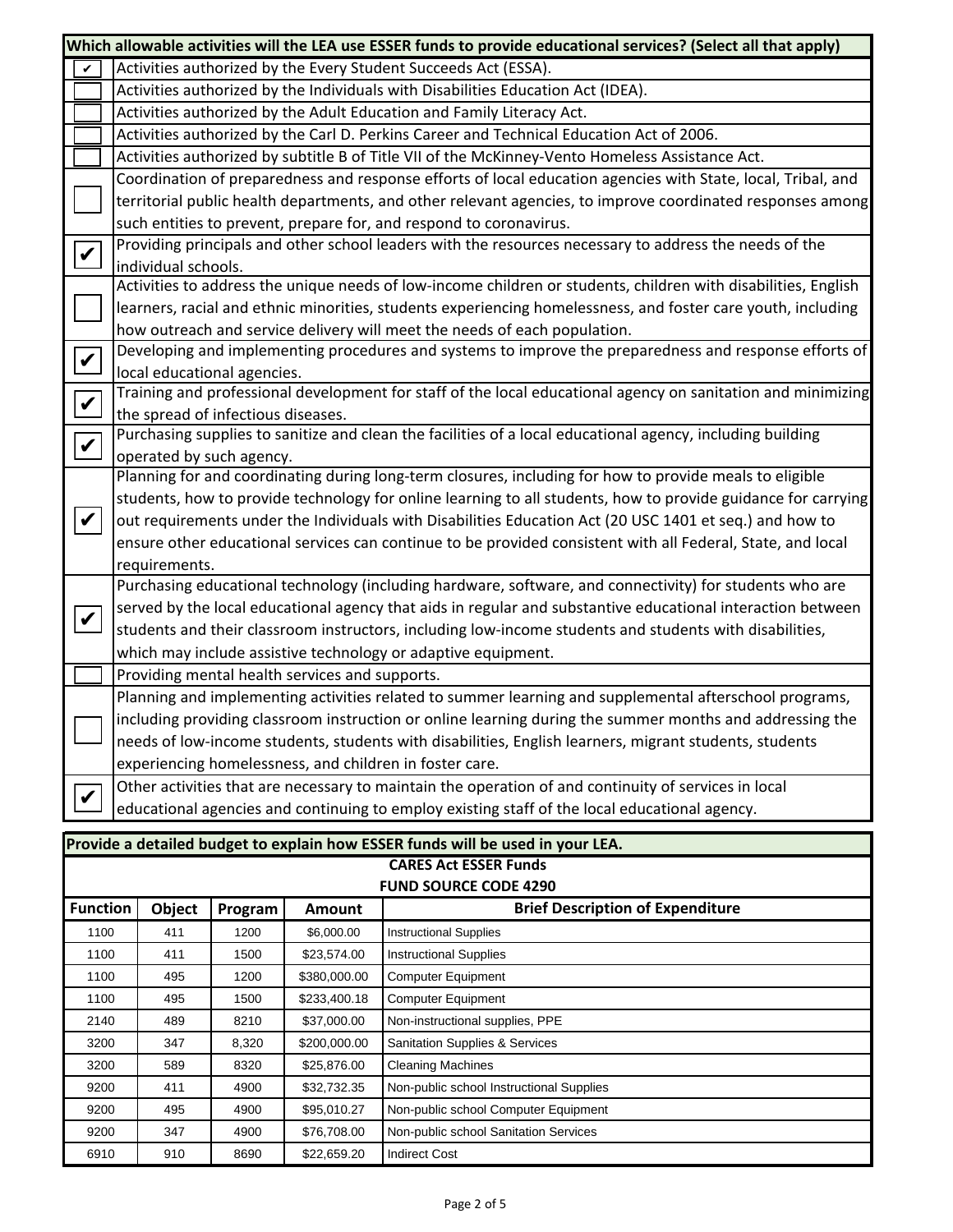**Which allowable activities will the LEA use ESSER funds to provide educational services? (Select all that apply)**

| | |
|---|---|
| ✔ | Activities authorized by the Every Student Succeeds Act (ESSA). |
| ☐ | Activities authorized by the Individuals with Disabilities Education Act (IDEA). |
| ☐ | Activities authorized by the Adult Education and Family Literacy Act. |
| ☐ | Activities authorized by the Carl D. Perkins Career and Technical Education Act of 2006. |
| ☐ | Activities authorized by subtitle B of Title VII of the McKinney-Vento Homeless Assistance Act. |
| ☐ | Coordination of preparedness and response efforts of local education agencies with State, local, Tribal, and territorial public health departments, and other relevant agencies, to improve coordinated responses among such entities to prevent, prepare for, and respond to coronavirus. |
| ✔ | Providing principals and other school leaders with the resources necessary to address the needs of the individual schools. |
| ☐ | Activities to address the unique needs of low-income children or students, children with disabilities, English learners, racial and ethnic minorities, students experiencing homelessness, and foster care youth, including how outreach and service delivery will meet the needs of each population. |
| ✔ | Developing and implementing procedures and systems to improve the preparedness and response efforts of local educational agencies. |
| ✔ | Training and professional development for staff of the local educational agency on sanitation and minimizing the spread of infectious diseases. |
| ✔ | Purchasing supplies to sanitize and clean the facilities of a local educational agency, including building operated by such agency. |
| ✔ | Planning for and coordinating during long-term closures, including for how to provide meals to eligible students, how to provide technology for online learning to all students, how to provide guidance for carrying out requirements under the Individuals with Disabilities Education Act (20 USC 1401 et seq.) and how to ensure other educational services can continue to be provided consistent with all Federal, State, and local requirements. |
| ✔ | Purchasing educational technology (including hardware, software, and connectivity) for students who are served by the local educational agency that aids in regular and substantive educational interaction between students and their classroom instructors, including low-income students and students with disabilities, which may include assistive technology or adaptive equipment. |
| ☐ | Providing mental health services and supports. |
| ☐ | Planning and implementing activities related to summer learning and supplemental afterschool programs, including providing classroom instruction or online learning during the summer months and addressing the needs of low-income students, students with disabilities, English learners, migrant students, students experiencing homelessness, and children in foster care. |
| ✔ | Other activities that are necessary to maintain the operation of and continuity of services in local educational agencies and continuing to employ existing staff of the local educational agency. |

**Provide a detailed budget to explain how ESSER funds will be used in your LEA.**

**CARES Act ESSER Funds**
**FUND SOURCE CODE 4290**

| Function | Object | Program | Amount | Brief Description of Expenditure |
|---|---|---|---|---|
| 1100 | 411 | 1200 | $6,000.00 | Instructional Supplies |
| 1100 | 411 | 1500 | $23,574.00 | Instructional Supplies |
| 1100 | 495 | 1200 | $380,000.00 | Computer Equipment |
| 1100 | 495 | 1500 | $233,400.18 | Computer Equipment |
| 2140 | 489 | 8210 | $37,000.00 | Non-instructional supplies, PPE |
| 3200 | 347 | 8,320 | $200,000.00 | Sanitation Supplies & Services |
| 3200 | 589 | 8320 | $25,876.00 | Cleaning Machines |
| 9200 | 411 | 4900 | $32,732.35 | Non-public school Instructional Supplies |
| 9200 | 495 | 4900 | $95,010.27 | Non-public school Computer Equipment |
| 9200 | 347 | 4900 | $76,708.00 | Non-public school Sanitation Services |
| 6910 | 910 | 8690 | $22,659.20 | Indirect Cost |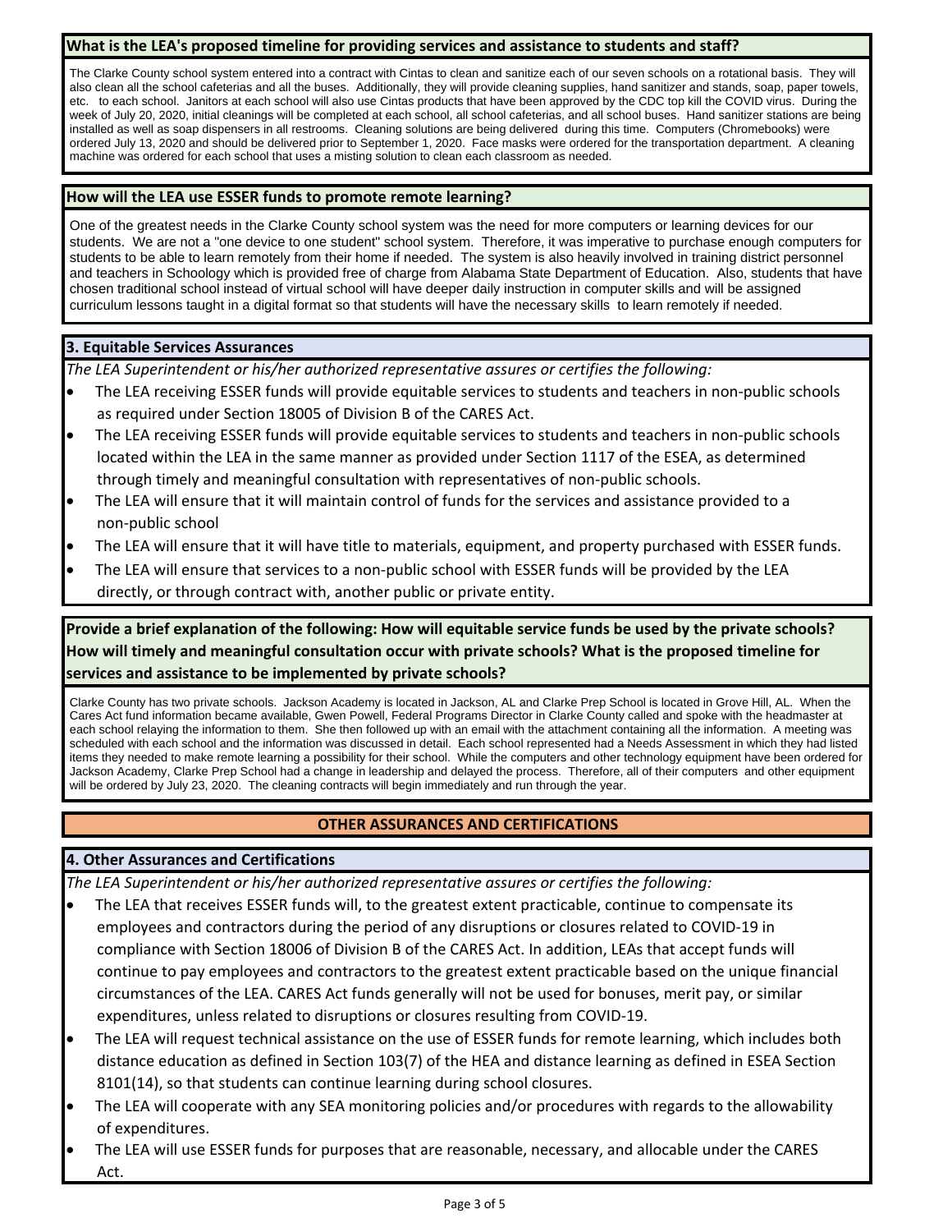### What is the LEA's proposed timeline for providing services and assistance to students and staff?

The Clarke County school system entered into a contract with Cintas to clean and sanitize each of our seven schools on a rotational basis. They will also clean all the school cafeterias and all the buses. Additionally, they will provide cleaning supplies, hand sanitizer and stands, soap, paper towels, etc. to each school. Janitors at each school will also use Cintas products that have been approved by the CDC top kill the COVID virus. During the week of July 20, 2020, initial cleanings will be completed at each school, all school cafeterias, and all school buses. Hand sanitizer stations are being installed as well as soap dispensers in all restrooms. Cleaning solutions are being delivered during this time. Computers (Chromebooks) were ordered July 13, 2020 and should be delivered prior to September 1, 2020. Face masks were ordered for the transportation department. A cleaning machine was ordered for each school that uses a misting solution to clean each classroom as needed.

### How will the LEA use ESSER funds to promote remote learning?

One of the greatest needs in the Clarke County school system was the need for more computers or learning devices for our students. We are not a "one device to one student" school system. Therefore, it was imperative to purchase enough computers for students to be able to learn remotely from their home if needed. The system is also heavily involved in training district personnel and teachers in Schoology which is provided free of charge from Alabama State Department of Education. Also, students that have chosen traditional school instead of virtual school will have deeper daily instruction in computer skills and will be assigned curriculum lessons taught in a digital format so that students will have the necessary skills to learn remotely if needed.

### 3. Equitable Services Assurances

*The LEA Superintendent or his/her authorized representative assures or certifies the following:*

- The LEA receiving ESSER funds will provide equitable services to students and teachers in non-public schools as required under Section 18005 of Division B of the CARES Act.
- The LEA receiving ESSER funds will provide equitable services to students and teachers in non-public schools located within the LEA in the same manner as provided under Section 1117 of the ESEA, as determined through timely and meaningful consultation with representatives of non-public schools.
- The LEA will ensure that it will maintain control of funds for the services and assistance provided to a non-public school
- The LEA will ensure that it will have title to materials, equipment, and property purchased with ESSER funds.
- The LEA will ensure that services to a non-public school with ESSER funds will be provided by the LEA directly, or through contract with, another public or private entity.

### Provide a brief explanation of the following: How will equitable service funds be used by the private schools? How will timely and meaningful consultation occur with private schools? What is the proposed timeline for services and assistance to be implemented by private schools?

Clarke County has two private schools. Jackson Academy is located in Jackson, AL and Clarke Prep School is located in Grove Hill, AL. When the Cares Act fund information became available, Gwen Powell, Federal Programs Director in Clarke County called and spoke with the headmaster at each school relaying the information to them. She then followed up with an email with the attachment containing all the information. A meeting was scheduled with each school and the information was discussed in detail. Each school represented had a Needs Assessment in which they had listed items they needed to make remote learning a possibility for their school. While the computers and other technology equipment have been ordered for Jackson Academy, Clarke Prep School had a change in leadership and delayed the process. Therefore, all of their computers and other equipment will be ordered by July 23, 2020. The cleaning contracts will begin immediately and run through the year.

## OTHER ASSURANCES AND CERTIFICATIONS

### 4. Other Assurances and Certifications

*The LEA Superintendent or his/her authorized representative assures or certifies the following:*

- The LEA that receives ESSER funds will, to the greatest extent practicable, continue to compensate its employees and contractors during the period of any disruptions or closures related to COVID-19 in compliance with Section 18006 of Division B of the CARES Act. In addition, LEAs that accept funds will continue to pay employees and contractors to the greatest extent practicable based on the unique financial circumstances of the LEA. CARES Act funds generally will not be used for bonuses, merit pay, or similar expenditures, unless related to disruptions or closures resulting from COVID-19.
- The LEA will request technical assistance on the use of ESSER funds for remote learning, which includes both distance education as defined in Section 103(7) of the HEA and distance learning as defined in ESEA Section 8101(14), so that students can continue learning during school closures.
- The LEA will cooperate with any SEA monitoring policies and/or procedures with regards to the allowability of expenditures.
- The LEA will use ESSER funds for purposes that are reasonable, necessary, and allocable under the CARES Act.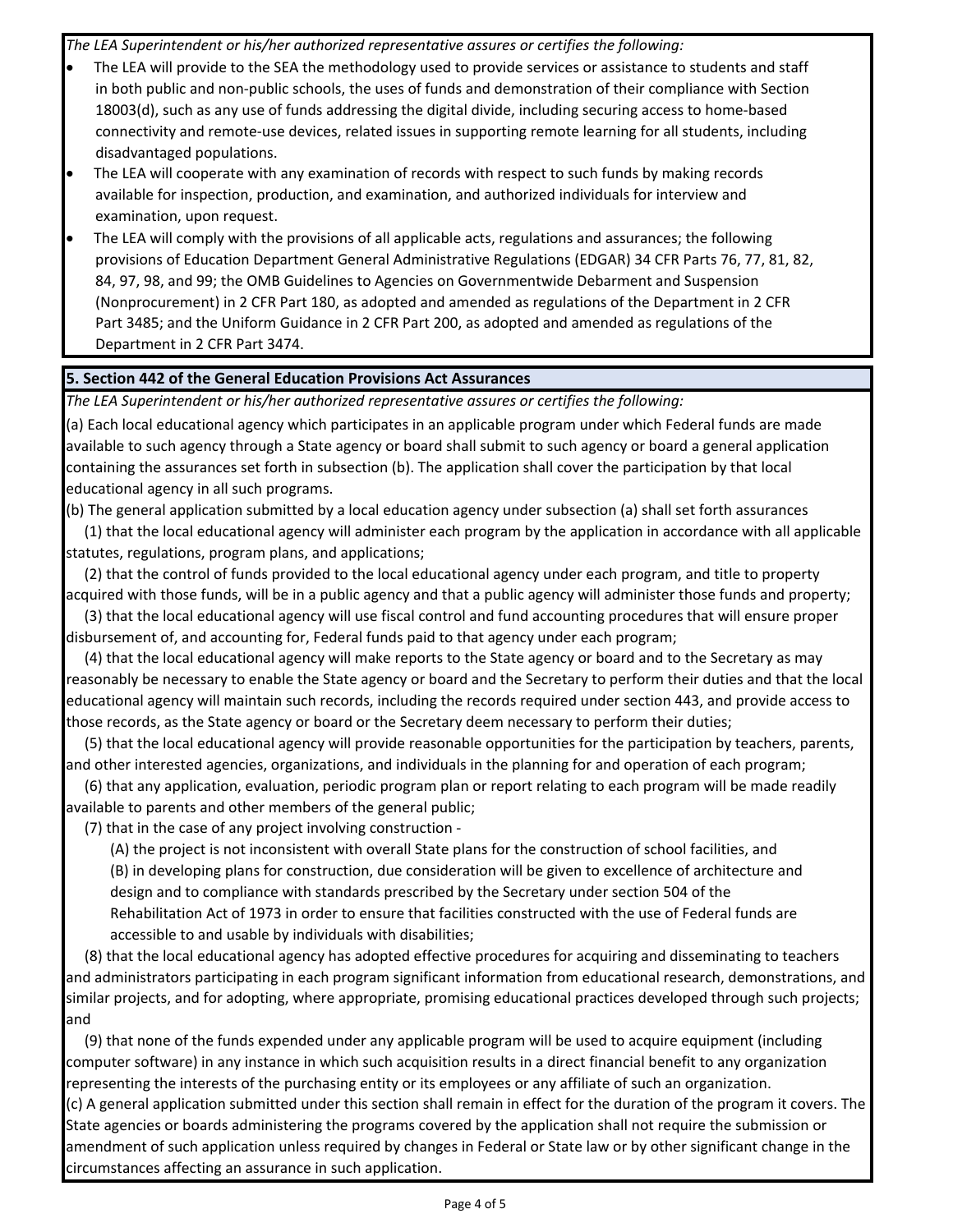*The LEA Superintendent or his/her authorized representative assures or certifies the following:*

- The LEA will provide to the SEA the methodology used to provide services or assistance to students and staff in both public and non-public schools, the uses of funds and demonstration of their compliance with Section 18003(d), such as any use of funds addressing the digital divide, including securing access to home-based connectivity and remote-use devices, related issues in supporting remote learning for all students, including disadvantaged populations.
- The LEA will cooperate with any examination of records with respect to such funds by making records available for inspection, production, and examination, and authorized individuals for interview and examination, upon request.
- The LEA will comply with the provisions of all applicable acts, regulations and assurances; the following provisions of Education Department General Administrative Regulations (EDGAR) 34 CFR Parts 76, 77, 81, 82, 84, 97, 98, and 99; the OMB Guidelines to Agencies on Governmentwide Debarment and Suspension (Nonprocurement) in 2 CFR Part 180, as adopted and amended as regulations of the Department in 2 CFR Part 3485; and the Uniform Guidance in 2 CFR Part 200, as adopted and amended as regulations of the Department in 2 CFR Part 3474.

## 5. Section 442 of the General Education Provisions Act Assurances

*The LEA Superintendent or his/her authorized representative assures or certifies the following:*

(a) Each local educational agency which participates in an applicable program under which Federal funds are made available to such agency through a State agency or board shall submit to such agency or board a general application containing the assurances set forth in subsection (b). The application shall cover the participation by that local educational agency in all such programs.

(b) The general application submitted by a local education agency under subsection (a) shall set forth assurances

(1) that the local educational agency will administer each program by the application in accordance with all applicable statutes, regulations, program plans, and applications;

(2) that the control of funds provided to the local educational agency under each program, and title to property acquired with those funds, will be in a public agency and that a public agency will administer those funds and property;

(3) that the local educational agency will use fiscal control and fund accounting procedures that will ensure proper disbursement of, and accounting for, Federal funds paid to that agency under each program;

(4) that the local educational agency will make reports to the State agency or board and to the Secretary as may reasonably be necessary to enable the State agency or board and the Secretary to perform their duties and that the local educational agency will maintain such records, including the records required under section 443, and provide access to those records, as the State agency or board or the Secretary deem necessary to perform their duties;

(5) that the local educational agency will provide reasonable opportunities for the participation by teachers, parents, and other interested agencies, organizations, and individuals in the planning for and operation of each program;

(6) that any application, evaluation, periodic program plan or report relating to each program will be made readily available to parents and other members of the general public;

(7) that in the case of any project involving construction -

(A) the project is not inconsistent with overall State plans for the construction of school facilities, and

(B) in developing plans for construction, due consideration will be given to excellence of architecture and design and to compliance with standards prescribed by the Secretary under section 504 of the Rehabilitation Act of 1973 in order to ensure that facilities constructed with the use of Federal funds are accessible to and usable by individuals with disabilities;

(8) that the local educational agency has adopted effective procedures for acquiring and disseminating to teachers and administrators participating in each program significant information from educational research, demonstrations, and similar projects, and for adopting, where appropriate, promising educational practices developed through such projects; and

(9) that none of the funds expended under any applicable program will be used to acquire equipment (including computer software) in any instance in which such acquisition results in a direct financial benefit to any organization representing the interests of the purchasing entity or its employees or any affiliate of such an organization.

(c) A general application submitted under this section shall remain in effect for the duration of the program it covers. The State agencies or boards administering the programs covered by the application shall not require the submission or amendment of such application unless required by changes in Federal or State law or by other significant change in the circumstances affecting an assurance in such application.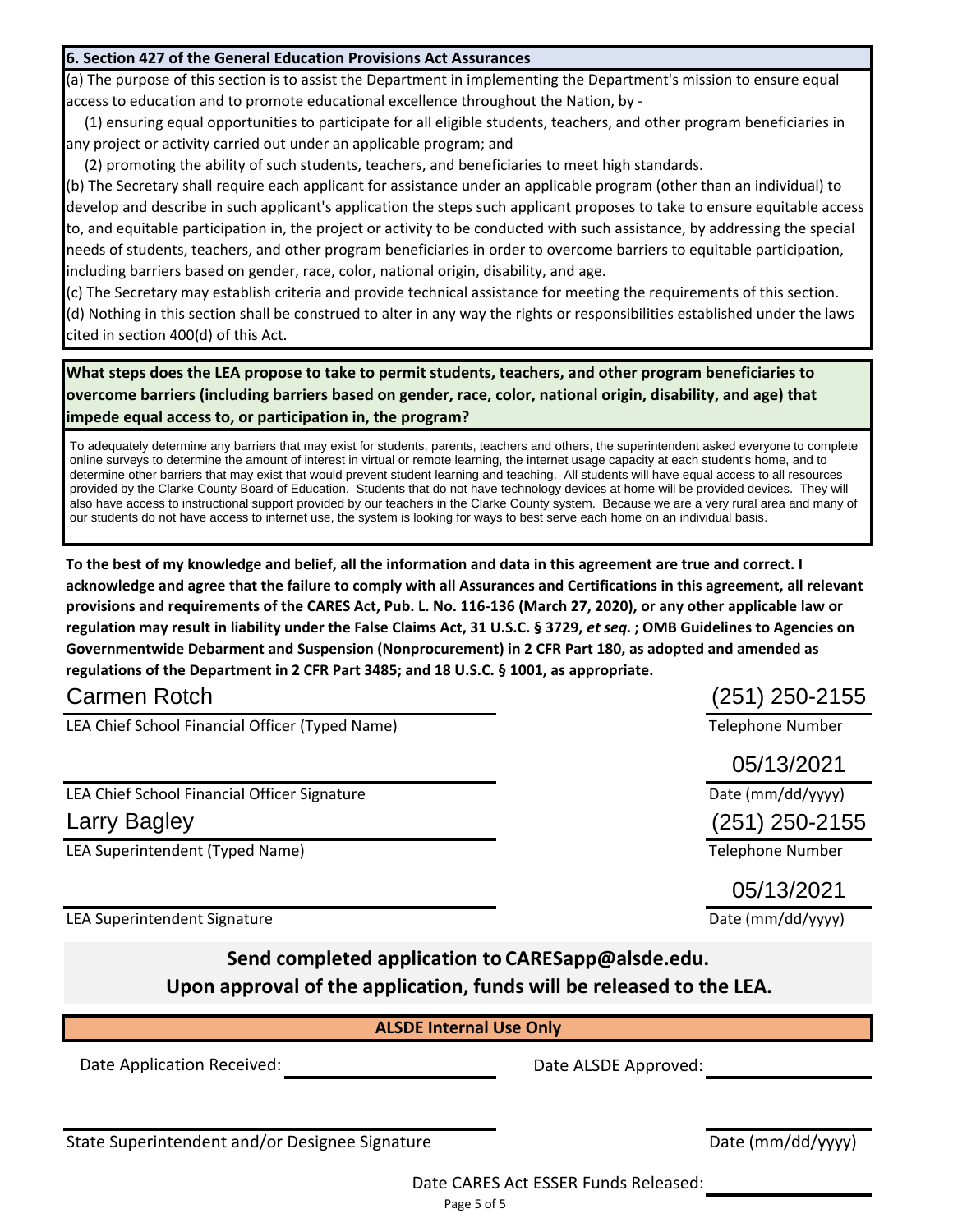### 6. Section 427 of the General Education Provisions Act Assurances

(a) The purpose of this section is to assist the Department in implementing the Department's mission to ensure equal access to education and to promote educational excellence throughout the Nation, by -

(1) ensuring equal opportunities to participate for all eligible students, teachers, and other program beneficiaries in any project or activity carried out under an applicable program; and

(2) promoting the ability of such students, teachers, and beneficiaries to meet high standards.

(b) The Secretary shall require each applicant for assistance under an applicable program (other than an individual) to develop and describe in such applicant's application the steps such applicant proposes to take to ensure equitable access to, and equitable participation in, the project or activity to be conducted with such assistance, by addressing the special needs of students, teachers, and other program beneficiaries in order to overcome barriers to equitable participation, including barriers based on gender, race, color, national origin, disability, and age.

(c) The Secretary may establish criteria and provide technical assistance for meeting the requirements of this section.

(d) Nothing in this section shall be construed to alter in any way the rights or responsibilities established under the laws cited in section 400(d) of this Act.

**What steps does the LEA propose to take to permit students, teachers, and other program beneficiaries to overcome barriers (including barriers based on gender, race, color, national origin, disability, and age) that impede equal access to, or participation in, the program?**

To adequately determine any barriers that may exist for students, parents, teachers and others, the superintendent asked everyone to complete online surveys to determine the amount of interest in virtual or remote learning, the internet usage capacity at each student's home, and to determine other barriers that may exist that would prevent student learning and teaching. All students will have equal access to all resources provided by the Clarke County Board of Education. Students that do not have technology devices at home will be provided devices. They will also have access to instructional support provided by our teachers in the Clarke County system. Because we are a very rural area and many of our students do not have access to internet use, the system is looking for ways to best serve each home on an individual basis.

**To the best of my knowledge and belief, all the information and data in this agreement are true and correct. I acknowledge and agree that the failure to comply with all Assurances and Certifications in this agreement, all relevant provisions and requirements of the CARES Act, Pub. L. No. 116-136 (March 27, 2020), or any other applicable law or regulation may result in liability under the False Claims Act, 31 U.S.C. § 3729, *et seq.* ; OMB Guidelines to Agencies on Governmentwide Debarment and Suspension (Nonprocurement) in 2 CFR Part 180, as adopted and amended as regulations of the Department in 2 CFR Part 3485; and 18 U.S.C. § 1001, as appropriate.**

Carmen Rotch — LEA Chief School Financial Officer (Typed Name)
(251) 250-2155 — Telephone Number

LEA Chief School Financial Officer Signature: ______________________
05/13/2021 — Date (mm/dd/yyyy)

Larry Bagley — LEA Superintendent (Typed Name)
(251) 250-2155 — Telephone Number

LEA Superintendent Signature: ______________________
05/13/2021 — Date (mm/dd/yyyy)

**Send completed application to CARESapp@alsde.edu.**
**Upon approval of the application, funds will be released to the LEA.**

**ALSDE Internal Use Only**

Date Application Received: ______________________ Date ALSDE Approved: ______________________

State Superintendent and/or Designee Signature: ______________________ Date (mm/dd/yyyy): ______________________

Date CARES Act ESSER Funds Released: ______________________